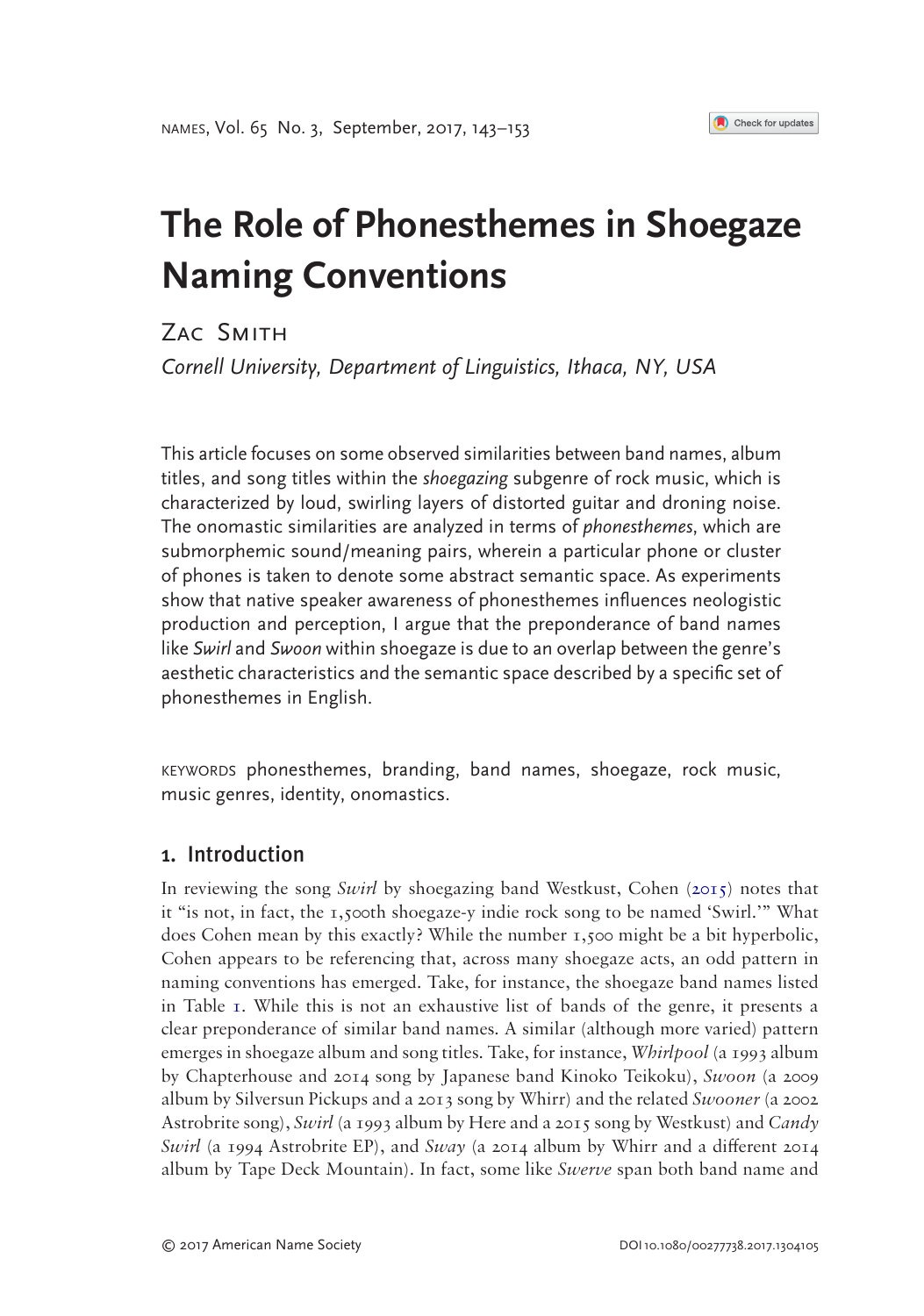# The Role of Phonesthemes in Shoegaze Naming Conventions

Zac Smith

*Cornell University, Department of Linguistics, Ithaca, NY, USA*

This article focuses on some observed similarities between band names, album titles, and song titles within the *shoegazing* subgenre of rock music, which is characterized by loud, swirling layers of distorted guitar and droning noise. The onomastic similarities are analyzed in terms of *phonesthemes*, which are submorphemic sound/meaning pairs, wherein a particular phone or cluster of phones is taken to denote some abstract semantic space. As experiments show that native speaker awareness of phonesthemes influences neologistic production and perception, I argue that the preponderance of band names like *Swirl* and *Swoon* within shoegaze is due to an overlap between the genre's aesthetic characteristics and the semantic space described by a specific set of phonesthemes in English.

KEYWORDS phonesthemes, branding, band names, shoegaze, rock music, music genres, identity, onomastics.

## 1. Introduction

In reviewing the song *Swirl* by shoegazing band Westkust, Cohen (2015) notes that it "is not, in fact, the 1,500th shoegaze-y indie rock song to be named 'Swirl.'" What does Cohen mean by this exactly? While the number 1,500 might be a bit hyperbolic, Cohen appears to be referencing that, across many shoegaze acts, an odd pattern in naming conventions has emerged. Take, for instance, the shoegaze band names listed in Table 1. While this is not an exhaustive list of bands of the genre, it presents a clear preponderance of similar band names. A similar (although more varied) pattern emerges in shoegaze album and song titles. Take, for instance, *Whirlpool* (a 1993 album by Chapterhouse and 2014 song by Japanese band Kinoko Teikoku), *Swoon* (a 2009 album by Silversun Pickups and a 2013 song by Whirr) and the related *Swooner* (a 2002 Astrobrite song), *Swirl* (a 1993 album by Here and a 2015 song by Westkust) and *Candy Swirl* (a 1994 Astrobrite EP), and *Sway* (a 2014 album by Whirr and a different 2014 album by Tape Deck Mountain). In fact, some like *Swerve* span both band name and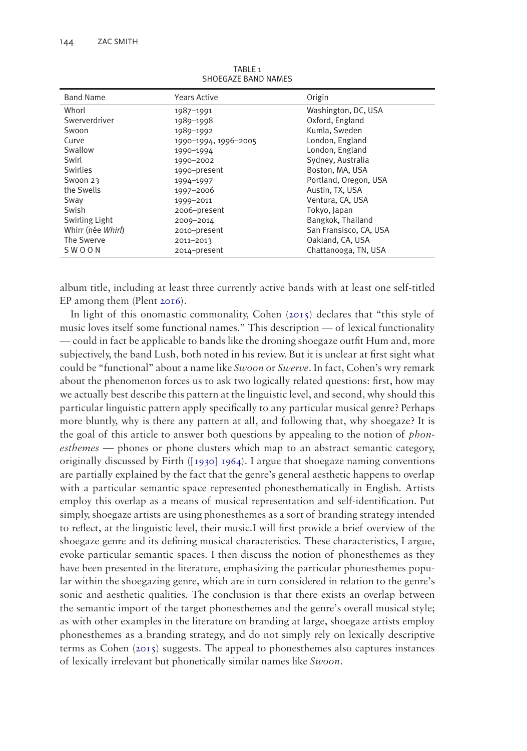TABLE 1
SHOEGAZE BAND NAMES

| Band Name | Years Active | Origin |
|---|---|---|
| Whorl | 1987–1991 | Washington, DC, USA |
| Swerverdriver | 1989–1998 | Oxford, England |
| Swoon | 1989–1992 | Kumla, Sweden |
| Curve | 1990–1994, 1996–2005 | London, England |
| Swallow | 1990–1994 | London, England |
| Swirl | 1990–2002 | Sydney, Australia |
| Swirlies | 1990–present | Boston, MA, USA |
| Swoon 23 | 1994–1997 | Portland, Oregon, USA |
| the Swells | 1997–2006 | Austin, TX, USA |
| Sway | 1999–2011 | Ventura, CA, USA |
| Swish | 2006–present | Tokyo, Japan |
| Swirling Light | 2009–2014 | Bangkok, Thailand |
| Whirr (née *Whirl*) | 2010–present | San Fransisco, CA, USA |
| The Swerve | 2011–2013 | Oakland, CA, USA |
| S W O O N | 2014–present | Chattanooga, TN, USA |

album title, including at least three currently active bands with at least one self-titled EP among them (Plent 2016).

In light of this onomastic commonality, Cohen (2015) declares that "this style of music loves itself some functional names." This description — of lexical functionality — could in fact be applicable to bands like the droning shoegaze outfit Hum and, more subjectively, the band Lush, both noted in his review. But it is unclear at first sight what could be "functional" about a name like *Swoon* or *Swerve*. In fact, Cohen's wry remark about the phenomenon forces us to ask two logically related questions: first, how may we actually best describe this pattern at the linguistic level, and second, why should this particular linguistic pattern apply specifically to any particular musical genre? Perhaps more bluntly, why is there any pattern at all, and following that, why shoegaze? It is the goal of this article to answer both questions by appealing to the notion of *phonesthemes* — phones or phone clusters which map to an abstract semantic category, originally discussed by Firth ([1930] 1964). I argue that shoegaze naming conventions are partially explained by the fact that the genre's general aesthetic happens to overlap with a particular semantic space represented phonesthematically in English. Artists employ this overlap as a means of musical representation and self-identification. Put simply, shoegaze artists are using phonesthemes as a sort of branding strategy intended to reflect, at the linguistic level, their music.I will first provide a brief overview of the shoegaze genre and its defining musical characteristics. These characteristics, I argue, evoke particular semantic spaces. I then discuss the notion of phonesthemes as they have been presented in the literature, emphasizing the particular phonesthemes popular within the shoegazing genre, which are in turn considered in relation to the genre's sonic and aesthetic qualities. The conclusion is that there exists an overlap between the semantic import of the target phonesthemes and the genre's overall musical style; as with other examples in the literature on branding at large, shoegaze artists employ phonesthemes as a branding strategy, and do not simply rely on lexically descriptive terms as Cohen (2015) suggests. The appeal to phonesthemes also captures instances of lexically irrelevant but phonetically similar names like *Swoon*.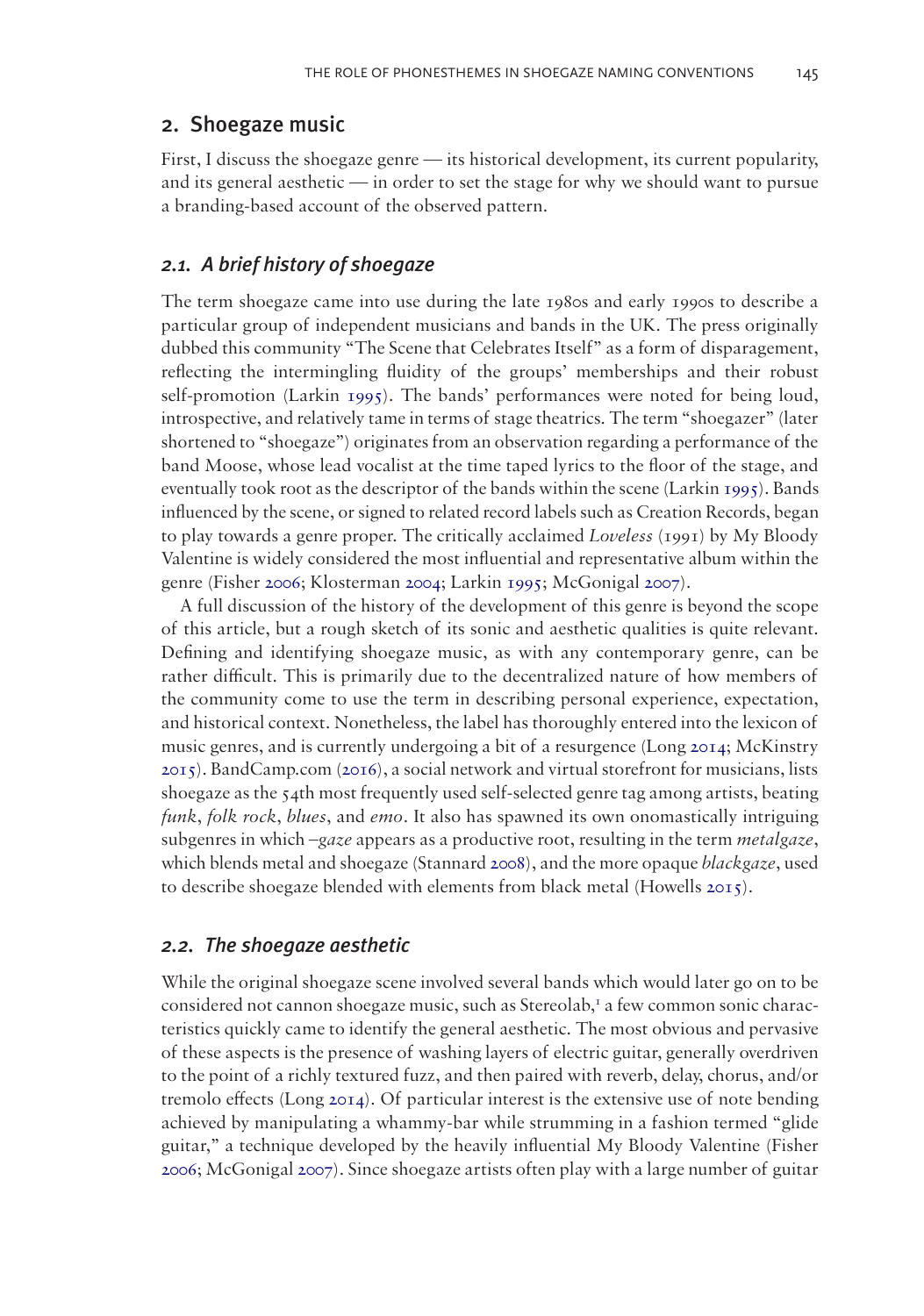## 2. Shoegaze music

First, I discuss the shoegaze genre — its historical development, its current popularity, and its general aesthetic — in order to set the stage for why we should want to pursue a branding-based account of the observed pattern.

### 2.1. A brief history of shoegaze

The term shoegaze came into use during the late 1980s and early 1990s to describe a particular group of independent musicians and bands in the UK. The press originally dubbed this community "The Scene that Celebrates Itself" as a form of disparagement, reflecting the intermingling fluidity of the groups' memberships and their robust self-promotion (Larkin 1995). The bands' performances were noted for being loud, introspective, and relatively tame in terms of stage theatrics. The term "shoegazer" (later shortened to "shoegaze") originates from an observation regarding a performance of the band Moose, whose lead vocalist at the time taped lyrics to the floor of the stage, and eventually took root as the descriptor of the bands within the scene (Larkin 1995). Bands influenced by the scene, or signed to related record labels such as Creation Records, began to play towards a genre proper. The critically acclaimed *Loveless* (1991) by My Bloody Valentine is widely considered the most influential and representative album within the genre (Fisher 2006; Klosterman 2004; Larkin 1995; McGonigal 2007).

A full discussion of the history of the development of this genre is beyond the scope of this article, but a rough sketch of its sonic and aesthetic qualities is quite relevant. Defining and identifying shoegaze music, as with any contemporary genre, can be rather difficult. This is primarily due to the decentralized nature of how members of the community come to use the term in describing personal experience, expectation, and historical context. Nonetheless, the label has thoroughly entered into the lexicon of music genres, and is currently undergoing a bit of a resurgence (Long 2014; McKinstry 2015). BandCamp.com (2016), a social network and virtual storefront for musicians, lists shoegaze as the 54th most frequently used self-selected genre tag among artists, beating *funk*, *folk rock*, *blues*, and *emo*. It also has spawned its own onomastically intriguing subgenres in which *–gaze* appears as a productive root, resulting in the term *metalgaze*, which blends metal and shoegaze (Stannard 2008), and the more opaque *blackgaze*, used to describe shoegaze blended with elements from black metal (Howells 2015).

### 2.2. The shoegaze aesthetic

While the original shoegaze scene involved several bands which would later go on to be considered not cannon shoegaze music, such as Stereolab,[1] a few common sonic characteristics quickly came to identify the general aesthetic. The most obvious and pervasive of these aspects is the presence of washing layers of electric guitar, generally overdriven to the point of a richly textured fuzz, and then paired with reverb, delay, chorus, and/or tremolo effects (Long 2014). Of particular interest is the extensive use of note bending achieved by manipulating a whammy-bar while strumming in a fashion termed "glide guitar," a technique developed by the heavily influential My Bloody Valentine (Fisher 2006; McGonigal 2007). Since shoegaze artists often play with a large number of guitar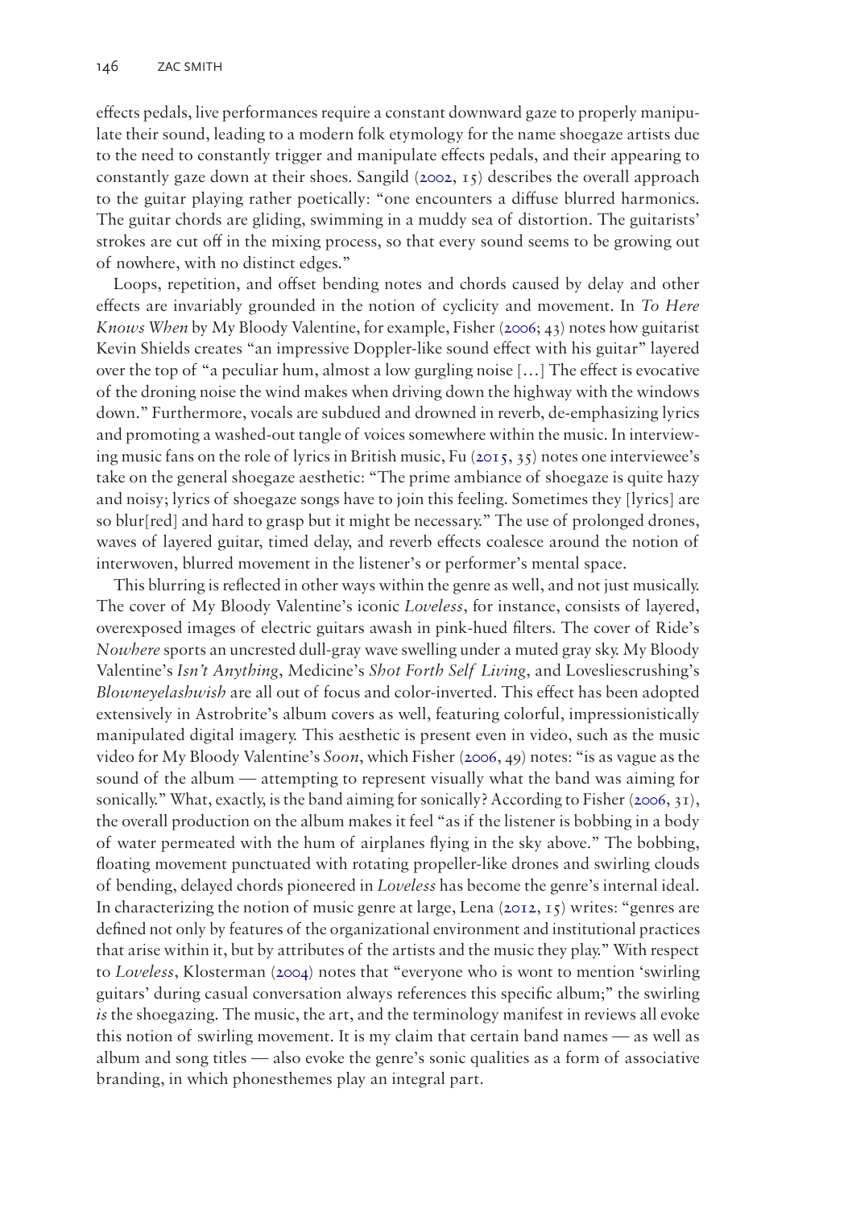effects pedals, live performances require a constant downward gaze to properly manipulate their sound, leading to a modern folk etymology for the name shoegaze artists due to the need to constantly trigger and manipulate effects pedals, and their appearing to constantly gaze down at their shoes. Sangild (2002, 15) describes the overall approach to the guitar playing rather poetically: "one encounters a diffuse blurred harmonics. The guitar chords are gliding, swimming in a muddy sea of distortion. The guitarists' strokes are cut off in the mixing process, so that every sound seems to be growing out of nowhere, with no distinct edges."

Loops, repetition, and offset bending notes and chords caused by delay and other effects are invariably grounded in the notion of cyclicity and movement. In *To Here Knows When* by My Bloody Valentine, for example, Fisher (2006; 43) notes how guitarist Kevin Shields creates "an impressive Doppler-like sound effect with his guitar" layered over the top of "a peculiar hum, almost a low gurgling noise […] The effect is evocative of the droning noise the wind makes when driving down the highway with the windows down." Furthermore, vocals are subdued and drowned in reverb, de-emphasizing lyrics and promoting a washed-out tangle of voices somewhere within the music. In interviewing music fans on the role of lyrics in British music, Fu (2015, 35) notes one interviewee's take on the general shoegaze aesthetic: "The prime ambiance of shoegaze is quite hazy and noisy; lyrics of shoegaze songs have to join this feeling. Sometimes they [lyrics] are so blur[red] and hard to grasp but it might be necessary." The use of prolonged drones, waves of layered guitar, timed delay, and reverb effects coalesce around the notion of interwoven, blurred movement in the listener's or performer's mental space.

This blurring is reflected in other ways within the genre as well, and not just musically. The cover of My Bloody Valentine's iconic *Loveless*, for instance, consists of layered, overexposed images of electric guitars awash in pink-hued filters. The cover of Ride's *Nowhere* sports an uncrested dull-gray wave swelling under a muted gray sky. My Bloody Valentine's *Isn't Anything*, Medicine's *Shot Forth Self Living*, and Lovesliescrushing's *Blowneyelashwish* are all out of focus and color-inverted. This effect has been adopted extensively in Astrobrite's album covers as well, featuring colorful, impressionistically manipulated digital imagery. This aesthetic is present even in video, such as the music video for My Bloody Valentine's *Soon*, which Fisher (2006, 49) notes: "is as vague as the sound of the album — attempting to represent visually what the band was aiming for sonically." What, exactly, is the band aiming for sonically? According to Fisher (2006, 31), the overall production on the album makes it feel "as if the listener is bobbing in a body of water permeated with the hum of airplanes flying in the sky above." The bobbing, floating movement punctuated with rotating propeller-like drones and swirling clouds of bending, delayed chords pioneered in *Loveless* has become the genre's internal ideal. In characterizing the notion of music genre at large, Lena (2012, 15) writes: "genres are defined not only by features of the organizational environment and institutional practices that arise within it, but by attributes of the artists and the music they play." With respect to *Loveless*, Klosterman (2004) notes that "everyone who is wont to mention 'swirling guitars' during casual conversation always references this specific album;" the swirling *is* the shoegazing. The music, the art, and the terminology manifest in reviews all evoke this notion of swirling movement. It is my claim that certain band names — as well as album and song titles — also evoke the genre's sonic qualities as a form of associative branding, in which phonesthemes play an integral part.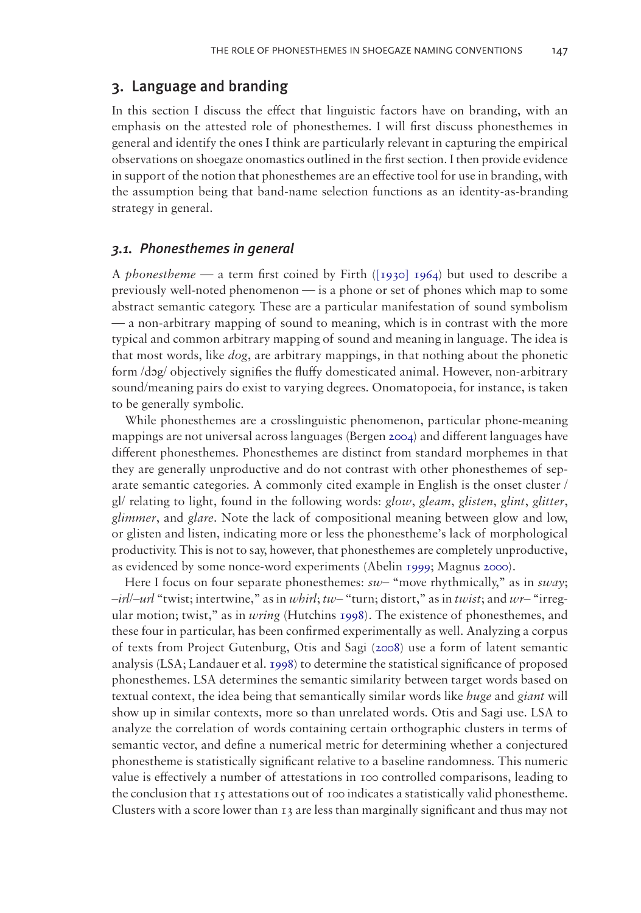## 3. Language and branding

In this section I discuss the effect that linguistic factors have on branding, with an emphasis on the attested role of phonesthemes. I will first discuss phonesthemes in general and identify the ones I think are particularly relevant in capturing the empirical observations on shoegaze onomastics outlined in the first section. I then provide evidence in support of the notion that phonesthemes are an effective tool for use in branding, with the assumption being that band-name selection functions as an identity-as-branding strategy in general.

### 3.1. Phonesthemes in general

A *phonestheme* — a term first coined by Firth ([1930] 1964) but used to describe a previously well-noted phenomenon — is a phone or set of phones which map to some abstract semantic category. These are a particular manifestation of sound symbolism — a non-arbitrary mapping of sound to meaning, which is in contrast with the more typical and common arbitrary mapping of sound and meaning in language. The idea is that most words, like *dog*, are arbitrary mappings, in that nothing about the phonetic form /dɔg/ objectively signifies the fluffy domesticated animal. However, non-arbitrary sound/meaning pairs do exist to varying degrees. Onomatopoeia, for instance, is taken to be generally symbolic.

While phonesthemes are a crosslinguistic phenomenon, particular phone-meaning mappings are not universal across languages (Bergen 2004) and different languages have different phonesthemes. Phonesthemes are distinct from standard morphemes in that they are generally unproductive and do not contrast with other phonesthemes of separate semantic categories. A commonly cited example in English is the onset cluster /gl/ relating to light, found in the following words: *glow*, *gleam*, *glisten*, *glint*, *glitter*, *glimmer*, and *glare*. Note the lack of compositional meaning between glow and low, or glisten and listen, indicating more or less the phonestheme's lack of morphological productivity. This is not to say, however, that phonesthemes are completely unproductive, as evidenced by some nonce-word experiments (Abelin 1999; Magnus 2000).

Here I focus on four separate phonesthemes: *sw–* "move rhythmically," as in *sway*; *–irl*/*–url* "twist; intertwine," as in *whirl*; *tw–* "turn; distort," as in *twist*; and *wr–* "irregular motion; twist," as in *wring* (Hutchins 1998). The existence of phonesthemes, and these four in particular, has been confirmed experimentally as well. Analyzing a corpus of texts from Project Gutenburg, Otis and Sagi (2008) use a form of latent semantic analysis (LSA; Landauer et al. 1998) to determine the statistical significance of proposed phonesthemes. LSA determines the semantic similarity between target words based on textual context, the idea being that semantically similar words like *huge* and *giant* will show up in similar contexts, more so than unrelated words. Otis and Sagi use. LSA to analyze the correlation of words containing certain orthographic clusters in terms of semantic vector, and define a numerical metric for determining whether a conjectured phonestheme is statistically significant relative to a baseline randomness. This numeric value is effectively a number of attestations in 100 controlled comparisons, leading to the conclusion that 15 attestations out of 100 indicates a statistically valid phonestheme. Clusters with a score lower than 13 are less than marginally significant and thus may not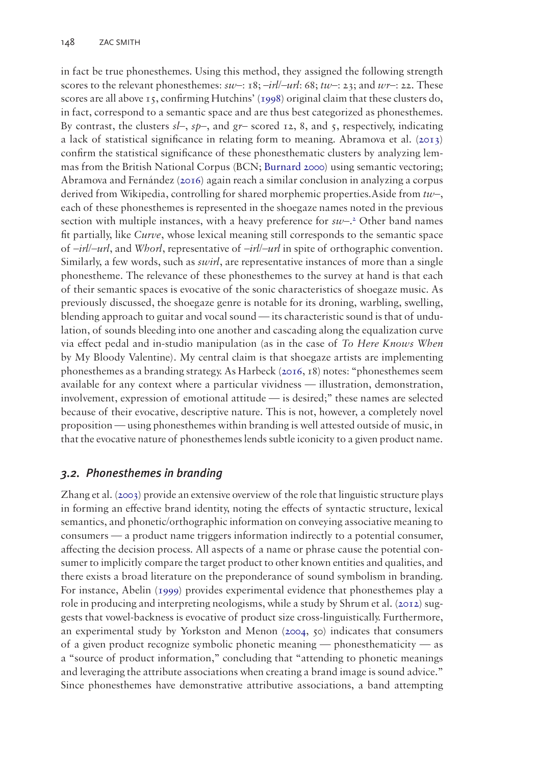in fact be true phonesthemes. Using this method, they assigned the following strength scores to the relevant phonesthemes: *sw–*: 18; *–irl*/*–url*: 68; *tw–*: 23; and *wr–*: 22. These scores are all above 15, confirming Hutchins' (1998) original claim that these clusters do, in fact, correspond to a semantic space and are thus best categorized as phonesthemes. By contrast, the clusters *sl–*, *sp–*, and *gr–* scored 12, 8, and 5, respectively, indicating a lack of statistical significance in relating form to meaning. Abramova et al. (2013) confirm the statistical significance of these phonesthematic clusters by analyzing lemmas from the British National Corpus (BCN; Burnard 2000) using semantic vectoring; Abramova and Fernández (2016) again reach a similar conclusion in analyzing a corpus derived from Wikipedia, controlling for shared morphemic properties.Aside from *tw–*, each of these phonesthemes is represented in the shoegaze names noted in the previous section with multiple instances, with a heavy preference for *sw–*.[2] Other band names fit partially, like *Curve*, whose lexical meaning still corresponds to the semantic space of *–irl*/*–url*, and *Whorl*, representative of *–irl*/*–url* in spite of orthographic convention. Similarly, a few words, such as *swirl*, are representative instances of more than a single phonestheme. The relevance of these phonesthemes to the survey at hand is that each of their semantic spaces is evocative of the sonic characteristics of shoegaze music. As previously discussed, the shoegaze genre is notable for its droning, warbling, swelling, blending approach to guitar and vocal sound — its characteristic sound is that of undulation, of sounds bleeding into one another and cascading along the equalization curve via effect pedal and in-studio manipulation (as in the case of *To Here Knows When* by My Bloody Valentine). My central claim is that shoegaze artists are implementing phonesthemes as a branding strategy. As Harbeck (2016, 18) notes: "phonesthemes seem available for any context where a particular vividness — illustration, demonstration, involvement, expression of emotional attitude — is desired;" these names are selected because of their evocative, descriptive nature. This is not, however, a completely novel proposition — using phonesthemes within branding is well attested outside of music, in that the evocative nature of phonesthemes lends subtle iconicity to a given product name.

### *3.2. Phonesthemes in branding*

Zhang et al. (2003) provide an extensive overview of the role that linguistic structure plays in forming an effective brand identity, noting the effects of syntactic structure, lexical semantics, and phonetic/orthographic information on conveying associative meaning to consumers — a product name triggers information indirectly to a potential consumer, affecting the decision process. All aspects of a name or phrase cause the potential consumer to implicitly compare the target product to other known entities and qualities, and there exists a broad literature on the preponderance of sound symbolism in branding. For instance, Abelin (1999) provides experimental evidence that phonesthemes play a role in producing and interpreting neologisms, while a study by Shrum et al. (2012) suggests that vowel-backness is evocative of product size cross-linguistically. Furthermore, an experimental study by Yorkston and Menon (2004, 50) indicates that consumers of a given product recognize symbolic phonetic meaning — phonesthematicity — as a "source of product information," concluding that "attending to phonetic meanings and leveraging the attribute associations when creating a brand image is sound advice." Since phonesthemes have demonstrative attributive associations, a band attempting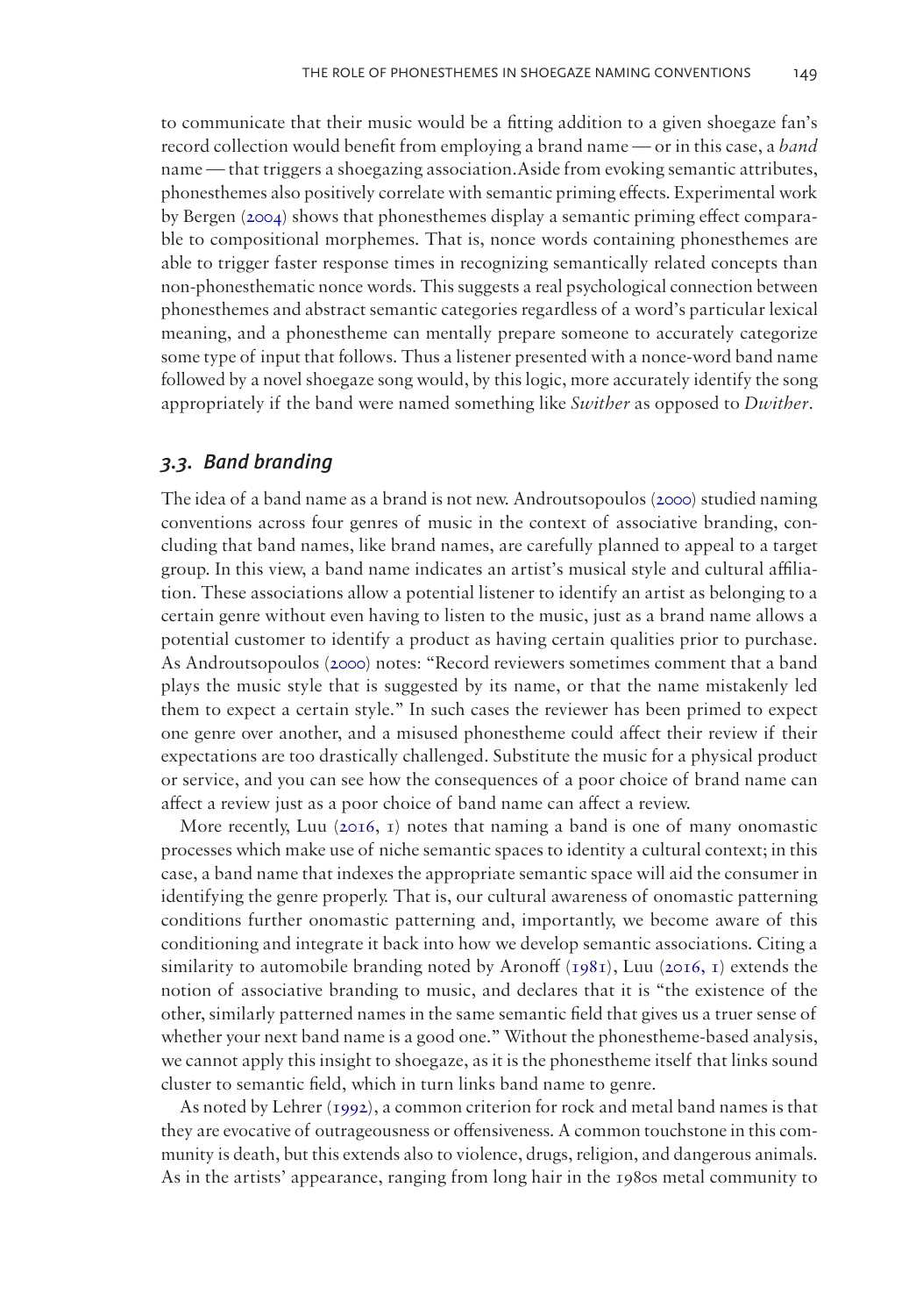to communicate that their music would be a fitting addition to a given shoegaze fan's record collection would benefit from employing a brand name — or in this case, a *band* name — that triggers a shoegazing association. Aside from evoking semantic attributes, phonesthemes also positively correlate with semantic priming effects. Experimental work by Bergen (2004) shows that phonesthemes display a semantic priming effect comparable to compositional morphemes. That is, nonce words containing phonesthemes are able to trigger faster response times in recognizing semantically related concepts than non-phonesthematic nonce words. This suggests a real psychological connection between phonesthemes and abstract semantic categories regardless of a word's particular lexical meaning, and a phonestheme can mentally prepare someone to accurately categorize some type of input that follows. Thus a listener presented with a nonce-word band name followed by a novel shoegaze song would, by this logic, more accurately identify the song appropriately if the band were named something like *Swither* as opposed to *Dwither*.

### *3.3. Band branding*

The idea of a band name as a brand is not new. Androutsopoulos (2000) studied naming conventions across four genres of music in the context of associative branding, concluding that band names, like brand names, are carefully planned to appeal to a target group. In this view, a band name indicates an artist's musical style and cultural affiliation. These associations allow a potential listener to identify an artist as belonging to a certain genre without even having to listen to the music, just as a brand name allows a potential customer to identify a product as having certain qualities prior to purchase. As Androutsopoulos (2000) notes: "Record reviewers sometimes comment that a band plays the music style that is suggested by its name, or that the name mistakenly led them to expect a certain style." In such cases the reviewer has been primed to expect one genre over another, and a misused phonestheme could affect their review if their expectations are too drastically challenged. Substitute the music for a physical product or service, and you can see how the consequences of a poor choice of brand name can affect a review just as a poor choice of band name can affect a review.

More recently, Luu (2016, 1) notes that naming a band is one of many onomastic processes which make use of niche semantic spaces to identity a cultural context; in this case, a band name that indexes the appropriate semantic space will aid the consumer in identifying the genre properly. That is, our cultural awareness of onomastic patterning conditions further onomastic patterning and, importantly, we become aware of this conditioning and integrate it back into how we develop semantic associations. Citing a similarity to automobile branding noted by Aronoff (1981), Luu (2016, 1) extends the notion of associative branding to music, and declares that it is "the existence of the other, similarly patterned names in the same semantic field that gives us a truer sense of whether your next band name is a good one." Without the phonestheme-based analysis, we cannot apply this insight to shoegaze, as it is the phonestheme itself that links sound cluster to semantic field, which in turn links band name to genre.

As noted by Lehrer (1992), a common criterion for rock and metal band names is that they are evocative of outrageousness or offensiveness. A common touchstone in this community is death, but this extends also to violence, drugs, religion, and dangerous animals. As in the artists' appearance, ranging from long hair in the 1980s metal community to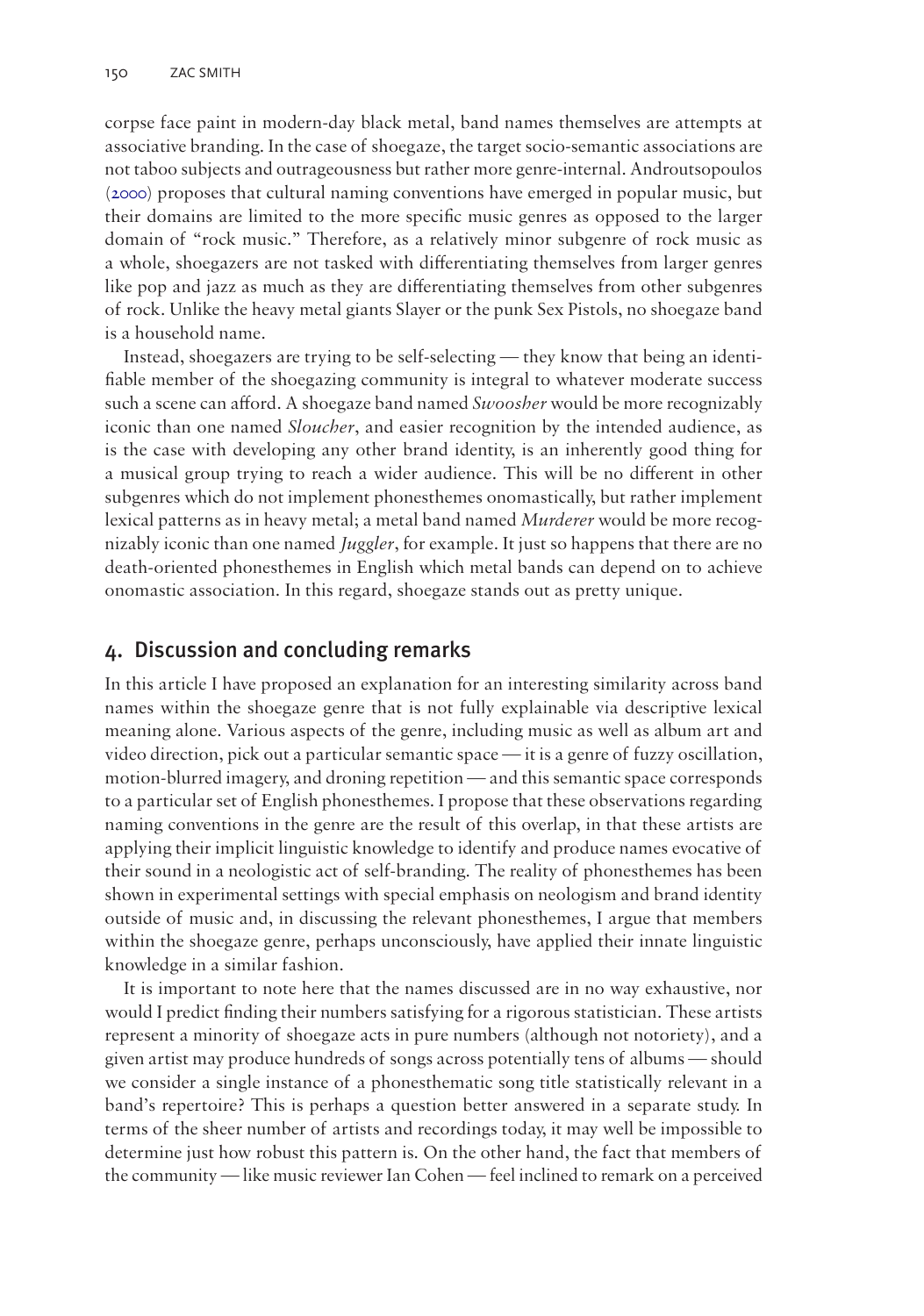corpse face paint in modern-day black metal, band names themselves are attempts at associative branding. In the case of shoegaze, the target socio-semantic associations are not taboo subjects and outrageousness but rather more genre-internal. Androutsopoulos (2000) proposes that cultural naming conventions have emerged in popular music, but their domains are limited to the more specific music genres as opposed to the larger domain of "rock music." Therefore, as a relatively minor subgenre of rock music as a whole, shoegazers are not tasked with differentiating themselves from larger genres like pop and jazz as much as they are differentiating themselves from other subgenres of rock. Unlike the heavy metal giants Slayer or the punk Sex Pistols, no shoegaze band is a household name.

Instead, shoegazers are trying to be self-selecting — they know that being an identifiable member of the shoegazing community is integral to whatever moderate success such a scene can afford. A shoegaze band named *Swoosher* would be more recognizably iconic than one named *Sloucher*, and easier recognition by the intended audience, as is the case with developing any other brand identity, is an inherently good thing for a musical group trying to reach a wider audience. This will be no different in other subgenres which do not implement phonesthemes onomastically, but rather implement lexical patterns as in heavy metal; a metal band named *Murderer* would be more recognizably iconic than one named *Juggler*, for example. It just so happens that there are no death-oriented phonesthemes in English which metal bands can depend on to achieve onomastic association. In this regard, shoegaze stands out as pretty unique.

## 4. Discussion and concluding remarks

In this article I have proposed an explanation for an interesting similarity across band names within the shoegaze genre that is not fully explainable via descriptive lexical meaning alone. Various aspects of the genre, including music as well as album art and video direction, pick out a particular semantic space — it is a genre of fuzzy oscillation, motion-blurred imagery, and droning repetition — and this semantic space corresponds to a particular set of English phonesthemes. I propose that these observations regarding naming conventions in the genre are the result of this overlap, in that these artists are applying their implicit linguistic knowledge to identify and produce names evocative of their sound in a neologistic act of self-branding. The reality of phonesthemes has been shown in experimental settings with special emphasis on neologism and brand identity outside of music and, in discussing the relevant phonesthemes, I argue that members within the shoegaze genre, perhaps unconsciously, have applied their innate linguistic knowledge in a similar fashion.

It is important to note here that the names discussed are in no way exhaustive, nor would I predict finding their numbers satisfying for a rigorous statistician. These artists represent a minority of shoegaze acts in pure numbers (although not notoriety), and a given artist may produce hundreds of songs across potentially tens of albums — should we consider a single instance of a phonesthematic song title statistically relevant in a band's repertoire? This is perhaps a question better answered in a separate study. In terms of the sheer number of artists and recordings today, it may well be impossible to determine just how robust this pattern is. On the other hand, the fact that members of the community — like music reviewer Ian Cohen — feel inclined to remark on a perceived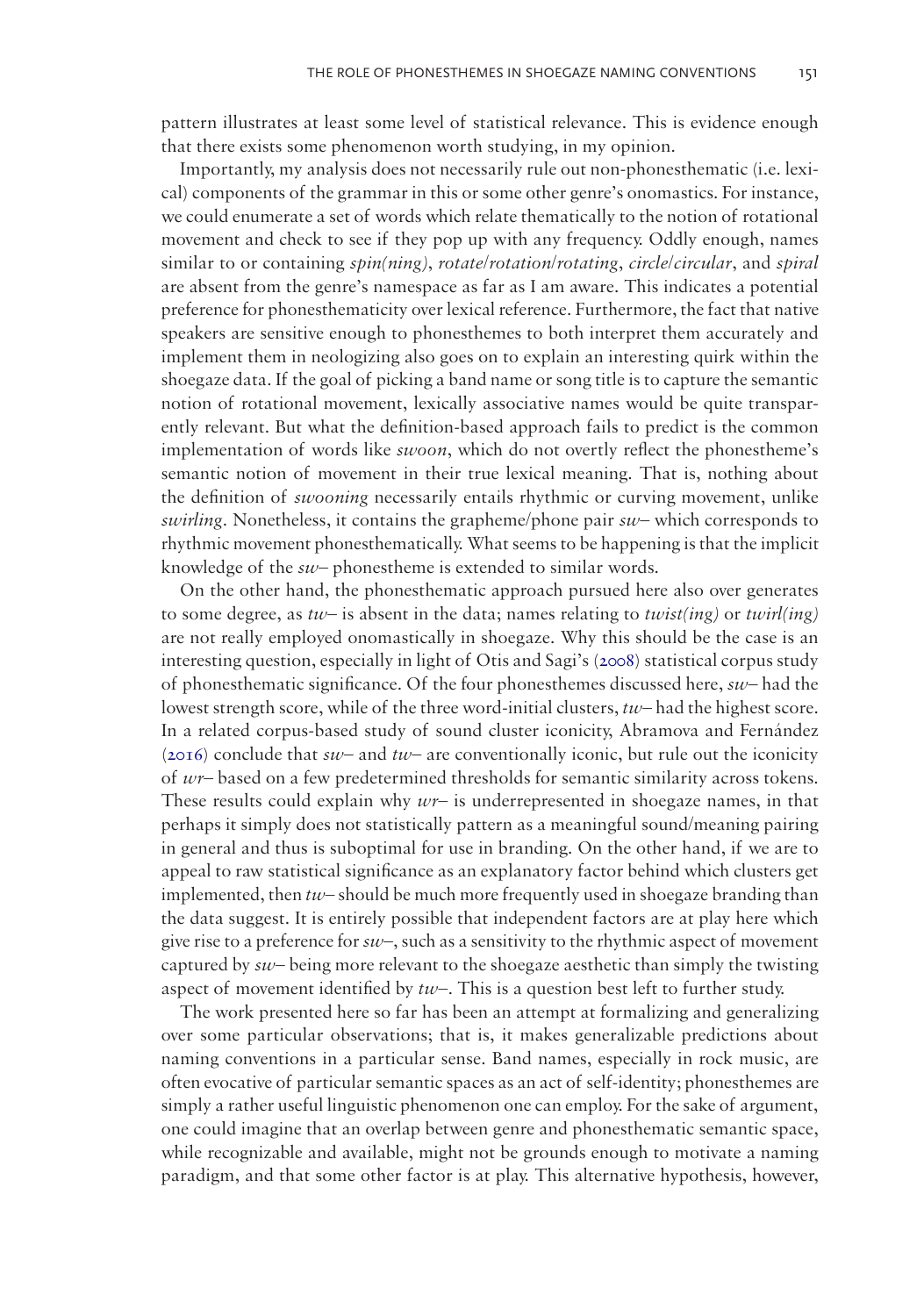pattern illustrates at least some level of statistical relevance. This is evidence enough that there exists some phenomenon worth studying, in my opinion.

Importantly, my analysis does not necessarily rule out non-phonesthematic (i.e. lexical) components of the grammar in this or some other genre's onomastics. For instance, we could enumerate a set of words which relate thematically to the notion of rotational movement and check to see if they pop up with any frequency. Oddly enough, names similar to or containing *spin(ning)*, *rotate/rotation/rotating*, *circle/circular*, and *spiral* are absent from the genre's namespace as far as I am aware. This indicates a potential preference for phonesthematicity over lexical reference. Furthermore, the fact that native speakers are sensitive enough to phonesthemes to both interpret them accurately and implement them in neologizing also goes on to explain an interesting quirk within the shoegaze data. If the goal of picking a band name or song title is to capture the semantic notion of rotational movement, lexically associative names would be quite transparently relevant. But what the definition-based approach fails to predict is the common implementation of words like *swoon*, which do not overtly reflect the phonestheme's semantic notion of movement in their true lexical meaning. That is, nothing about the definition of *swooning* necessarily entails rhythmic or curving movement, unlike *swirling*. Nonetheless, it contains the grapheme/phone pair *sw*– which corresponds to rhythmic movement phonesthematically. What seems to be happening is that the implicit knowledge of the *sw*– phonestheme is extended to similar words.

On the other hand, the phonesthematic approach pursued here also over generates to some degree, as *tw*– is absent in the data; names relating to *twist(ing)* or *twirl(ing)* are not really employed onomastically in shoegaze. Why this should be the case is an interesting question, especially in light of Otis and Sagi's (2008) statistical corpus study of phonesthematic significance. Of the four phonesthemes discussed here, *sw*– had the lowest strength score, while of the three word-initial clusters, *tw*– had the highest score. In a related corpus-based study of sound cluster iconicity, Abramova and Fernández (2016) conclude that *sw*– and *tw*– are conventionally iconic, but rule out the iconicity of *wr*– based on a few predetermined thresholds for semantic similarity across tokens. These results could explain why *wr*– is underrepresented in shoegaze names, in that perhaps it simply does not statistically pattern as a meaningful sound/meaning pairing in general and thus is suboptimal for use in branding. On the other hand, if we are to appeal to raw statistical significance as an explanatory factor behind which clusters get implemented, then *tw*– should be much more frequently used in shoegaze branding than the data suggest. It is entirely possible that independent factors are at play here which give rise to a preference for *sw*–, such as a sensitivity to the rhythmic aspect of movement captured by *sw*– being more relevant to the shoegaze aesthetic than simply the twisting aspect of movement identified by *tw*–. This is a question best left to further study.

The work presented here so far has been an attempt at formalizing and generalizing over some particular observations; that is, it makes generalizable predictions about naming conventions in a particular sense. Band names, especially in rock music, are often evocative of particular semantic spaces as an act of self-identity; phonesthemes are simply a rather useful linguistic phenomenon one can employ. For the sake of argument, one could imagine that an overlap between genre and phonesthematic semantic space, while recognizable and available, might not be grounds enough to motivate a naming paradigm, and that some other factor is at play. This alternative hypothesis, however,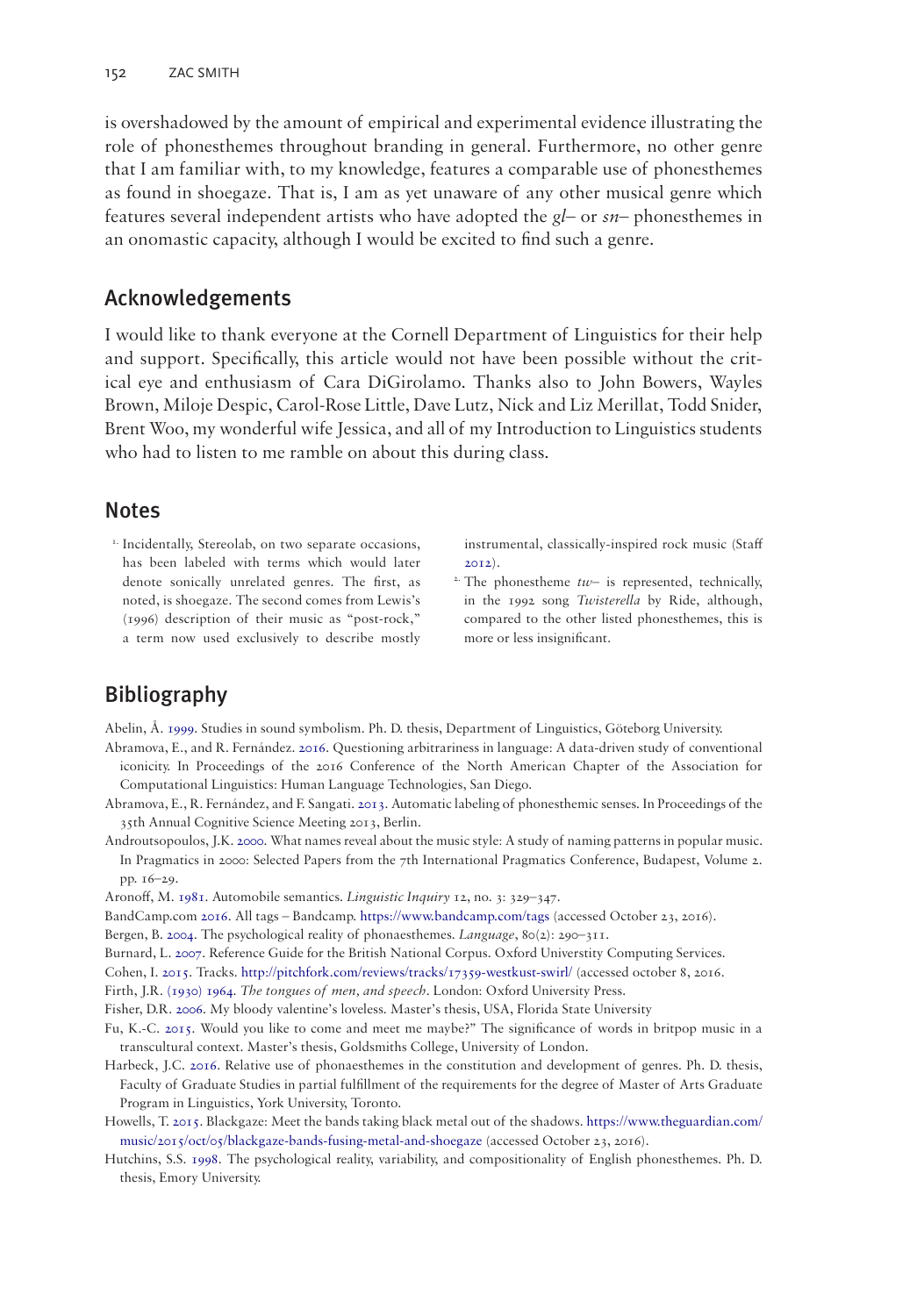is overshadowed by the amount of empirical and experimental evidence illustrating the role of phonesthemes throughout branding in general. Furthermore, no other genre that I am familiar with, to my knowledge, features a comparable use of phonesthemes as found in shoegaze. That is, I am as yet unaware of any other musical genre which features several independent artists who have adopted the *gl–* or *sn–* phonesthemes in an onomastic capacity, although I would be excited to find such a genre.

## Acknowledgements

I would like to thank everyone at the Cornell Department of Linguistics for their help and support. Specifically, this article would not have been possible without the critical eye and enthusiasm of Cara DiGirolamo. Thanks also to John Bowers, Wayles Brown, Miloje Despic, Carol-Rose Little, Dave Lutz, Nick and Liz Merillat, Todd Snider, Brent Woo, my wonderful wife Jessica, and all of my Introduction to Linguistics students who had to listen to me ramble on about this during class.

## Notes

1. Incidentally, Stereolab, on two separate occasions, has been labeled with terms which would later denote sonically unrelated genres. The first, as noted, is shoegaze. The second comes from Lewis's (1996) description of their music as "post-rock," a term now used exclusively to describe mostly instrumental, classically-inspired rock music (Staff 2012).
2. The phonestheme *tw–* is represented, technically, in the 1992 song *Twisterella* by Ride, although, compared to the other listed phonesthemes, this is more or less insignificant.

## Bibliography

Abelin, Å. 1999. Studies in sound symbolism. Ph. D. thesis, Department of Linguistics, Göteborg University.

Abramova, E., and R. Fernández. 2016. Questioning arbitrariness in language: A data-driven study of conventional iconicity. In Proceedings of the 2016 Conference of the North American Chapter of the Association for Computational Linguistics: Human Language Technologies, San Diego.

Abramova, E., R. Fernández, and F. Sangati. 2013. Automatic labeling of phonesthemic senses. In Proceedings of the 35th Annual Cognitive Science Meeting 2013, Berlin.

Androutsopoulos, J.K. 2000. What names reveal about the music style: A study of naming patterns in popular music. In Pragmatics in 2000: Selected Papers from the 7th International Pragmatics Conference, Budapest, Volume 2. pp. 16–29.

Aronoff, M. 1981. Automobile semantics. *Linguistic Inquiry* 12, no. 3: 329–347.

BandCamp.com 2016. All tags – Bandcamp. https://www.bandcamp.com/tags (accessed October 23, 2016).

Bergen, B. 2004. The psychological reality of phonaesthemes. *Language*, 80(2): 290–311.

Burnard, L. 2007. Reference Guide for the British National Corpus. Oxford Universtity Computing Services.

Cohen, I. 2015. Tracks. http://pitchfork.com/reviews/tracks/17359-westkust-swirl/ (accessed october 8, 2016.

Firth, J.R. (1930) 1964. *The tongues of men, and speech*. London: Oxford University Press.

Fisher, D.R. 2006. My bloody valentine's loveless. Master's thesis, USA, Florida State University

Fu, K.-C. 2015. Would you like to come and meet me maybe?" The significance of words in britpop music in a transcultural context. Master's thesis, Goldsmiths College, University of London.

Harbeck, J.C. 2016. Relative use of phonaesthemes in the constitution and development of genres. Ph. D. thesis, Faculty of Graduate Studies in partial fulfillment of the requirements for the degree of Master of Arts Graduate Program in Linguistics, York University, Toronto.

Howells, T. 2015. Blackgaze: Meet the bands taking black metal out of the shadows. https://www.theguardian.com/music/2015/oct/05/blackgaze-bands-fusing-metal-and-shoegaze (accessed October 23, 2016).

Hutchins, S.S. 1998. The psychological reality, variability, and compositionality of English phonesthemes. Ph. D. thesis, Emory University.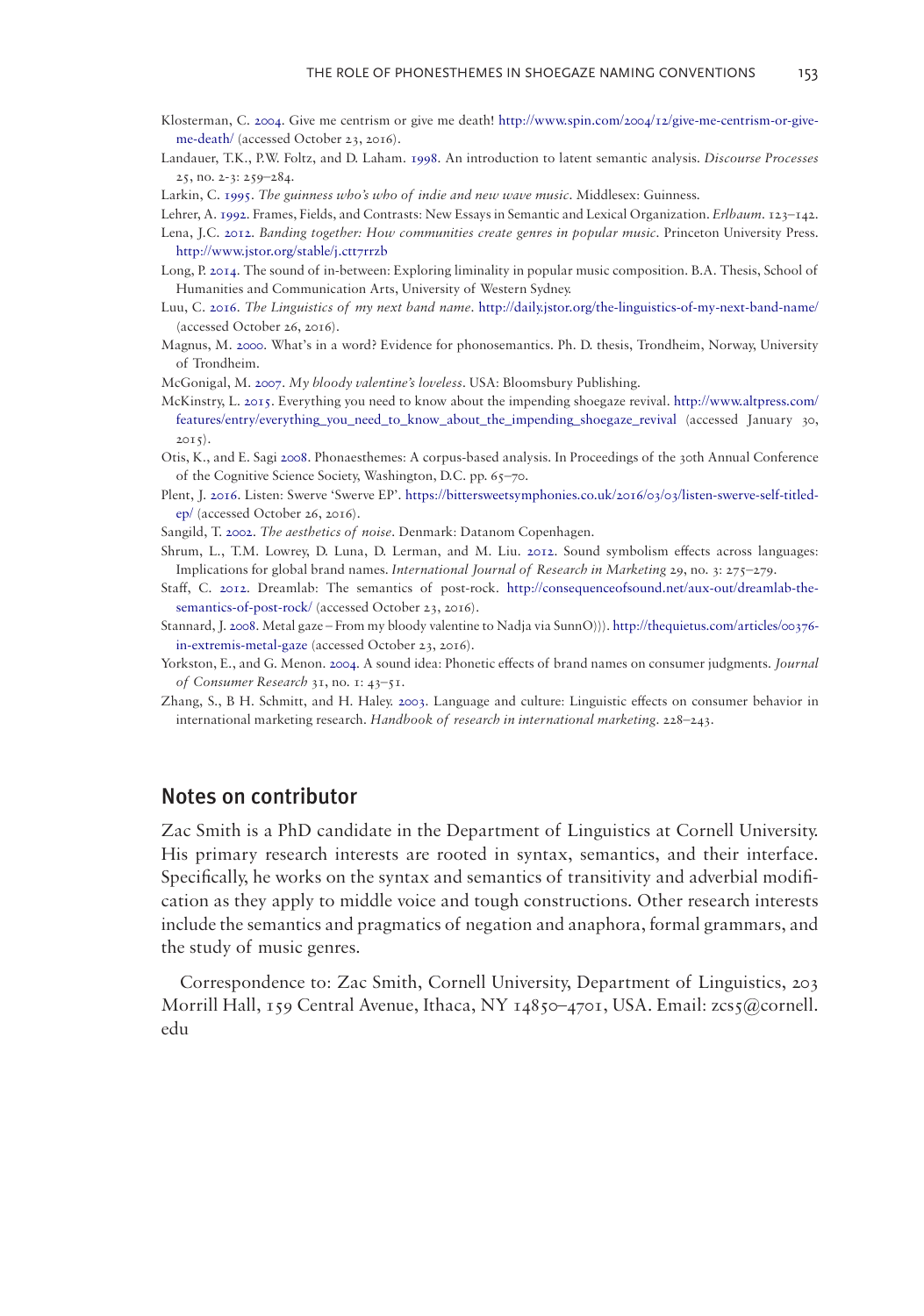Klosterman, C. 2004. Give me centrism or give me death! http://www.spin.com/2004/12/give-me-centrism-or-give-me-death/ (accessed October 23, 2016).

Landauer, T.K., P.W. Foltz, and D. Laham. 1998. An introduction to latent semantic analysis. *Discourse Processes* 25, no. 2-3: 259–284.

Larkin, C. 1995. *The guinness who's who of indie and new wave music*. Middlesex: Guinness.

Lehrer, A. 1992. Frames, Fields, and Contrasts: New Essays in Semantic and Lexical Organization. *Erlbaum*. 123–142.

Lena, J.C. 2012. *Banding together: How communities create genres in popular music*. Princeton University Press. http://www.jstor.org/stable/j.ctt7rrzb

Long, P. 2014. The sound of in-between: Exploring liminality in popular music composition. B.A. Thesis, School of Humanities and Communication Arts, University of Western Sydney.

Luu, C. 2016. *The Linguistics of my next band name*. http://daily.jstor.org/the-linguistics-of-my-next-band-name/ (accessed October 26, 2016).

Magnus, M. 2000. What's in a word? Evidence for phonosemantics. Ph. D. thesis, Trondheim, Norway, University of Trondheim.

McGonigal, M. 2007. *My bloody valentine's loveless*. USA: Bloomsbury Publishing.

McKinstry, L. 2015. Everything you need to know about the impending shoegaze revival. http://www.altpress.com/features/entry/everything_you_need_to_know_about_the_impending_shoegaze_revival (accessed January 30, 2015).

Otis, K., and E. Sagi 2008. Phonaesthemes: A corpus-based analysis. In Proceedings of the 30th Annual Conference of the Cognitive Science Society, Washington, D.C. pp. 65–70.

Plent, J. 2016. Listen: Swerve 'Swerve EP'. https://bittersweetsymphonies.co.uk/2016/03/03/listen-swerve-self-titled-ep/ (accessed October 26, 2016).

Sangild, T. 2002. *The aesthetics of noise*. Denmark: Datanom Copenhagen.

Shrum, L., T.M. Lowrey, D. Luna, D. Lerman, and M. Liu. 2012. Sound symbolism effects across languages: Implications for global brand names. *International Journal of Research in Marketing* 29, no. 3: 275–279.

Staff, C. 2012. Dreamlab: The semantics of post-rock. http://consequenceofsound.net/aux-out/dreamlab-the-semantics-of-post-rock/ (accessed October 23, 2016).

Stannard, J. 2008. Metal gaze – From my bloody valentine to Nadja via SunnO))). http://thequietus.com/articles/00376-in-extremis-metal-gaze (accessed October 23, 2016).

Yorkston, E., and G. Menon. 2004. A sound idea: Phonetic effects of brand names on consumer judgments. *Journal of Consumer Research* 31, no. 1: 43–51.

Zhang, S., B H. Schmitt, and H. Haley. 2003. Language and culture: Linguistic effects on consumer behavior in international marketing research. *Handbook of research in international marketing*. 228–243.

## Notes on contributor

Zac Smith is a PhD candidate in the Department of Linguistics at Cornell University. His primary research interests are rooted in syntax, semantics, and their interface. Specifically, he works on the syntax and semantics of transitivity and adverbial modification as they apply to middle voice and tough constructions. Other research interests include the semantics and pragmatics of negation and anaphora, formal grammars, and the study of music genres.

Correspondence to: Zac Smith, Cornell University, Department of Linguistics, 203 Morrill Hall, 159 Central Avenue, Ithaca, NY 14850–4701, USA. Email: zcs5@cornell.edu